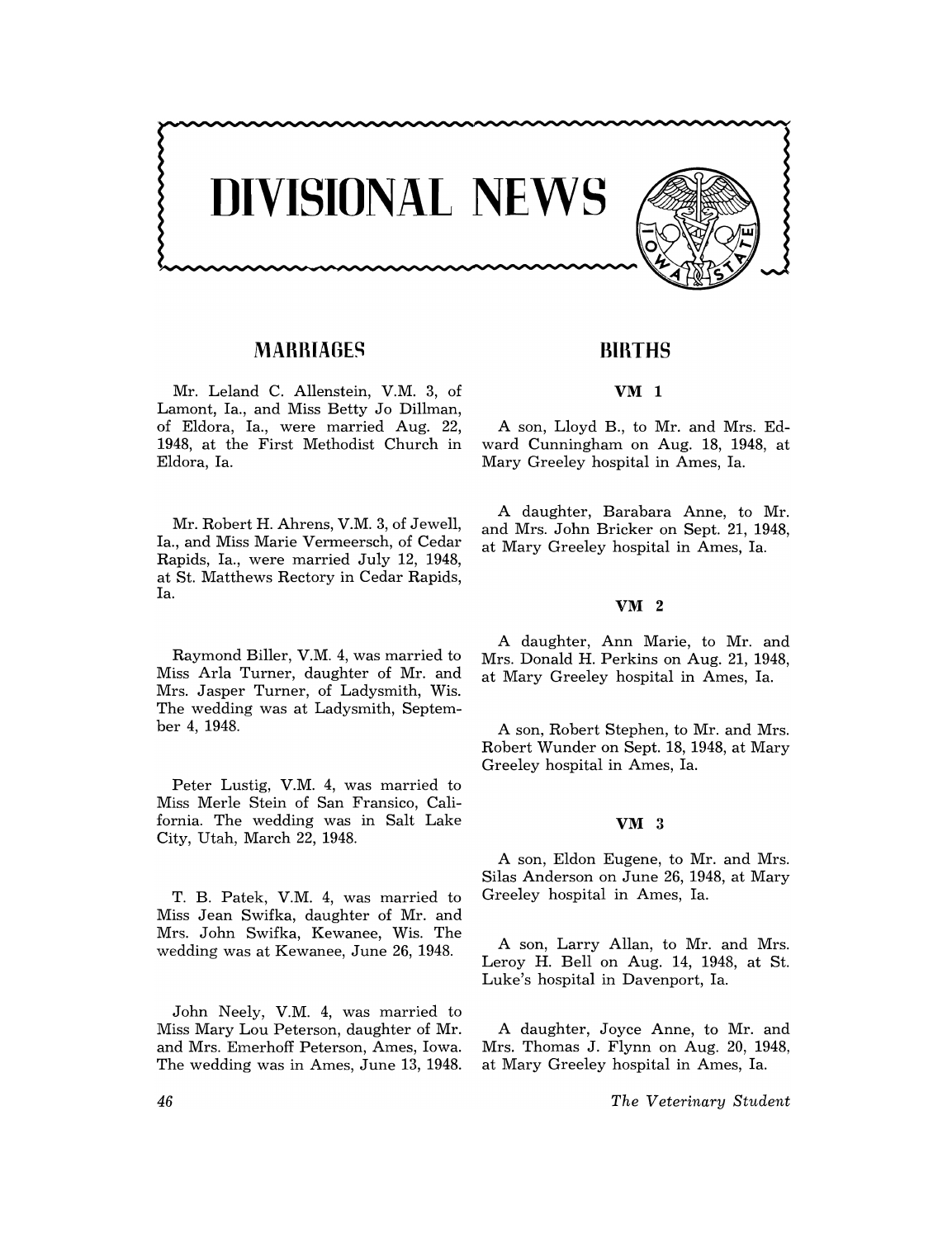# DIVISIONAL NEWS

## MARRIAGES

Mr. Leland C. Allenstein, V.M. 3, of Lamont, Ia., and Miss Betty Jo Dillman, of Eldora, Ia., were married Aug. 22, 1948, at the First Methodist Church in Eldora, Ia.

Mr. Robert H. Ahrens, V.M. 3, of Jewell, Ia., and Miss Marie Vermeersch, of Cedar Rapids, Ia., were married July 12, 1948, at St. Matthews Rectory in Cedar Rapids, Ia.

Raymond Biller, V.M. 4, was married to Miss Arla Turner, daughter of Mr. and Mrs. Jasper Turner, of Ladysmith, Wis. The wedding was at Ladysmith, September 4, 1948.

Peter Lustig, V.M. 4, was married to Miss Merle Stein of San Fransico, California. The wedding was in Salt Lake City, Utah, March 22, 1948.

T. B. Patek, V.M. 4, was married to Miss Jean Swifka, daughter of Mr. and Mrs. John Swifka, Kewanee, Wis. The wedding was at Kewanee, June 26, 1948.

John Neely, V.M. 4, was married to Miss Mary Lou Peterson, daughter of Mr. and Mrs. Emerhoff Peterson, Ames, Iowa. The wedding was in Ames, June 13, 1948.

## BIRTHS

### VM 1

A son, Lloyd B., to Mr. and Mrs. Edward Cunningham on Aug. 18, 1948, at Mary Greeley hospital in Ames, Ia.

A daughter, Barabara Anne, to Mr. and Mrs. John Bricker on Sept. 21, 1948, at Mary Greeley hospital in Ames, Ia.

### VM 2

A daughter, Ann Marie, to Mr. and Mrs. Donald H. Perkins on Aug. 21, 1948, at Mary Greeley hospital in Ames, Ia.

A son, Robert Stephen, to Mr. and Mrs. Robert Wunder on Sept. 18, 1948, at Mary Greeley hospital in Ames, Ia.

### VM 3

A son, Eldon Eugene, to Mr. and Mrs. Silas Anderson on June 26, 1948, at Mary Greeley hospital in Ames, Ia.

A son, Larry Allan, to Mr. and Mrs. Leroy H. Bell on Aug. 14, 1948, at St. Luke's hospital in Davenport, Ia.

A daughter, Joyce Anne, to Mr. and Mrs. Thomas J. Flynn on Aug. 20, 1948, at Mary Greeley hospital in Ames, Ia.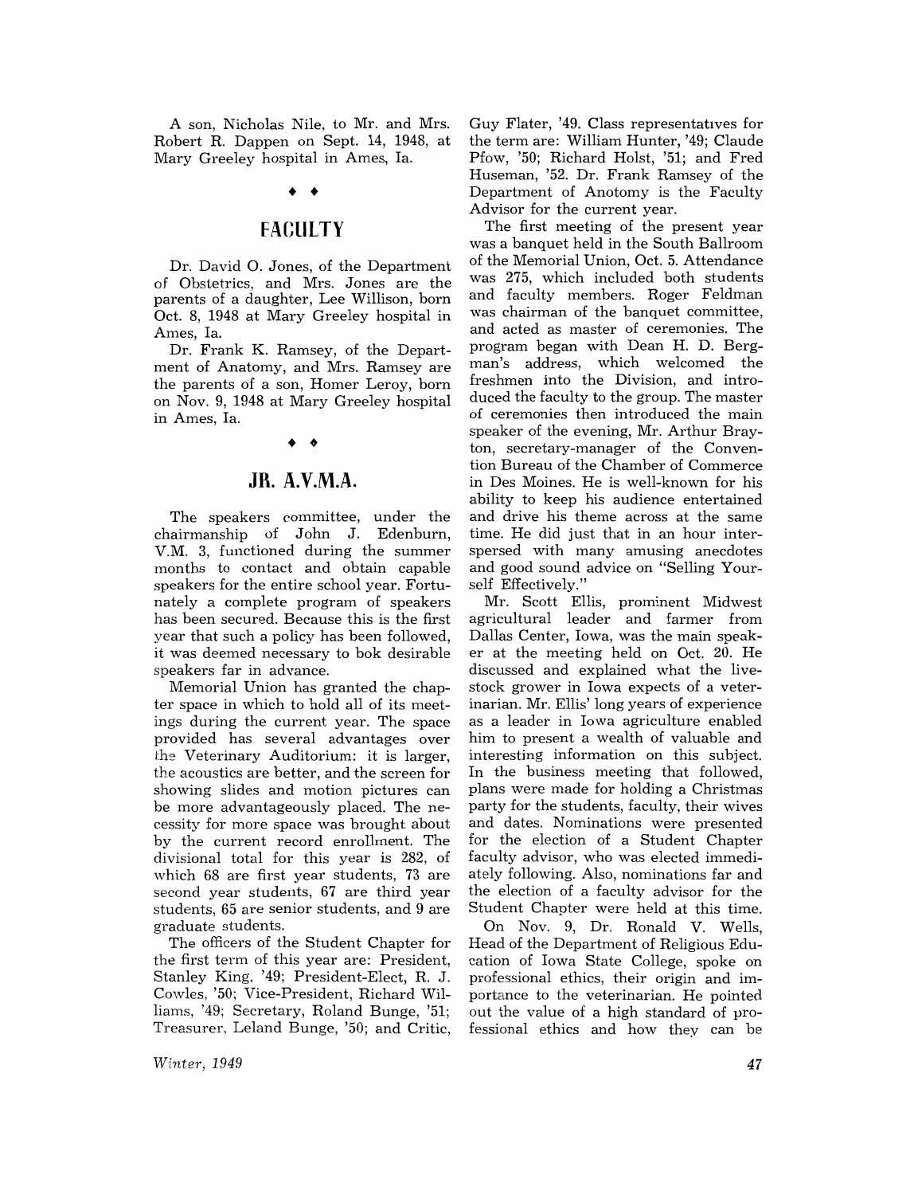A son, Nicholas Nile, to Mr. and Mrs. Robert R. Dappen on Sept. 14, 1948, at Mary Greeley hospital in Ames, Ia.

◆ ◆

## FACULTY

Dr. David O. Jones, of the Department of Obstetrics, and Mrs. Jones are the parents of a daughter, Lee Willison, born Oct. 8, 1948 at Mary Greeley hospital in Ames, Ia.

Dr. Frank K. Ramsey, of the Department of Anatomy, and Mrs. Ramsey are the parents of a son, Homer Leroy, born on Nov. 9, 1948 at Mary Greeley hospital in Ames, Ia.

◆ ◆

## JR. A.V.M.A.

The speakers committee, under the chairmanship of John J. Edenburn, V.M. 3, functioned during the summer months to contact and obtain capable speakers for the entire school year. Fortunately a complete program of speakers has been secured. Because this is the first year that such a policy has been followed, it was deemed necessary to bok desirable speakers far in advance.

Memorial Union has granted the chapter space in which to hold all of its meetings during the current year. The space provided has several advantages over the Veterinary Auditorium: it is larger, the acoustics are better, and the screen for showing slides and motion pictures can be more advantageously placed. The necessity for more space was brought about by the current record enrollment. The divisional total for this year is 282, of which 68 are first year students, 73 are second year students, 67 are third year students, 65 are senior students, and 9 are graduate students.

The officers of the Student Chapter for the first term of this year are: President, Stanley King, '49; President-Elect, R. J. Cowles, '50; Vice-President, Richard Williams, '49; Secretary, Roland Bunge, '51; Treasurer, Leland Bunge, '50; and Critic, Guy Flater, '49. Class representatives for the term are: William Hunter, '49; Claude Pfow, '50; Richard Holst, '51; and Fred Huseman, '52. Dr. Frank Ramsey of the Department of Anotomy is the Faculty Advisor for the current year.

The first meeting of the present year was a banquet held in the South Ballroom of the Memorial Union, Oct. 5. Attendance was 275, which included both students and faculty members. Roger Feldman was chairman of the banquet committee, and acted as master of ceremonies. The program began with Dean H. D. Bergman's address, which welcomed the freshmen into the Division, and introduced the faculty to the group. The master of ceremonies then introduced the main speaker of the evening, Mr. Arthur Brayton, secretary-manager of the Convention Bureau of the Chamber of Commerce in Des Moines. He is well-known for his ability to keep his audience entertained and drive his theme across at the same time. He did just that in an hour interspersed with many amusing anecdotes and good sound advice on "Selling Yourself Effectively."

Mr. Scott Ellis, prominent Midwest agricultural leader and farmer from Dallas Center, Iowa, was the main speaker at the meeting held on Oct. 20. He discussed and explained what the livestock grower in Iowa expects of a veterinarian. Mr. Ellis' long years of experience as a leader in Iowa agriculture enabled him to present a wealth of valuable and interesting information on this subject. In the business meeting that followed, plans were made for holding a Christmas party for the students, faculty, their wives and dates. Nominations were presented for the election of a Student Chapter faculty advisor, who was elected immediately following. Also, nominations far and the election of a faculty advisor for the Student Chapter were held at this time.

On Nov. 9, Dr. Ronald V. Wells, Head of the Department of Religious Education of Iowa State College, spoke on professional ethics, their origin and importance to the veterinarian. He pointed out the value of a high standard of professional ethics and how they can be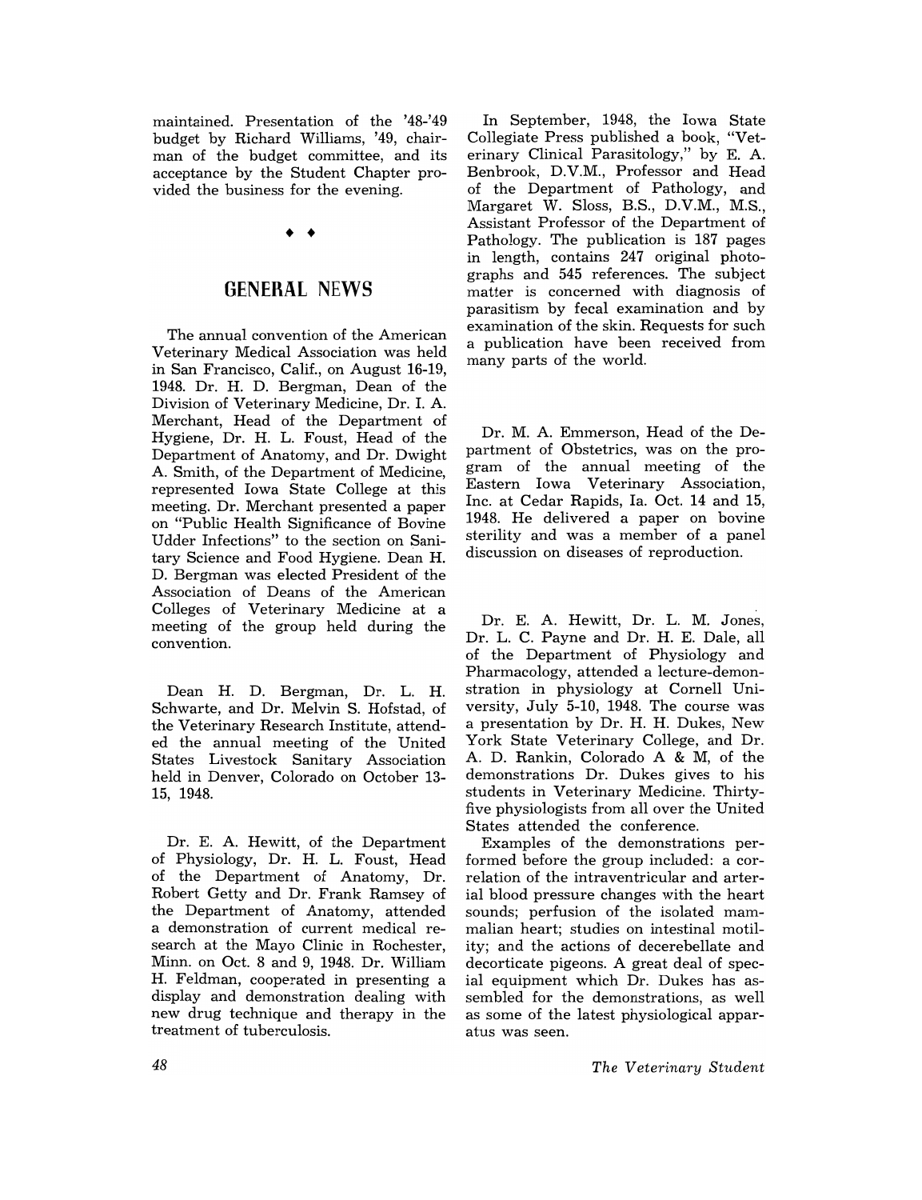maintained. Presentation of the '48-'49 budget by Richard Williams, '49, chairman of the budget committee, and its acceptance by the Student Chapter provided the business for the evening.

◆ ◆

## GENERAL NEWS

The annual convention of the American Veterinary Medical Association was held in San Francisco, Calif., on August 16-19, 1948. Dr. H. D. Bergman, Dean of the Division of Veterinary Medicine, Dr. I. A. Merchant, Head of the Department of Hygiene, Dr. H. L. Foust, Head of the Department of Anatomy, and Dr. Dwight A. Smith, of the Department of Medicine, represented Iowa State College at this meeting. Dr. Merchant presented a paper on "Public Health Significance of Bovine Udder Infections" to the section on Sanitary Science and Food Hygiene. Dean H. D. Bergman was elected President of the Association of Deans of the American Colleges of Veterinary Medicine at a meeting of the group held during the convention.

Dean H. D. Bergman, Dr. L. H. Schwarte, and Dr. Melvin S. Hofstad, of the Veterinary Research Institute, attended the annual meeting of the United States Livestock Sanitary Association held in Denver, Colorado on October 13-15, 1948.

Dr. E. A. Hewitt, of the Department of Physiology, Dr. H. L. Foust, Head of the Department of Anatomy, Dr. Robert Getty and Dr. Frank Ramsey of the Department of Anatomy, attended a demonstration of current medical research at the Mayo Clinic in Rochester, Minn. on Oct. 8 and 9, 1948. Dr. William H. Feldman, cooperated in presenting a display and demonstration dealing with new drug technique and therapy in the treatment of tuberculosis.

In September, 1948, the Iowa State Collegiate Press published a book, "Veterinary Clinical Parasitology," by E. A. Benbrook, D.V.M., Professor and Head of the Department of Pathology, and Margaret W. Sloss, B.S., D.V.M., M.S., Assistant Professor of the Department of Pathology. The publication is 187 pages in length, contains 247 original photographs and 545 references. The subject matter is concerned with diagnosis of parasitism by fecal examination and by examination of the skin. Requests for such a publication have been received from many parts of the world.

Dr. M. A. Emmerson, Head of the Department of Obstetrics, was on the program of the annual meeting of the Eastern Iowa Veterinary Association, Inc. at Cedar Rapids, Ia. Oct. 14 and 15, 1948. He delivered a paper on bovine sterility and was a member of a panel discussion on diseases of reproduction.

Dr. E. A. Hewitt, Dr. L. M. Jones, Dr. L. C. Payne and Dr. H. E. Dale, all of the Department of Physiology and Pharmacology, attended a lecture-demonstration in physiology at Cornell University, July 5-10, 1948. The course was a presentation by Dr. H. H. Dukes, New York State Veterinary College, and Dr. A. D. Rankin, Colorado A & M, of the demonstrations Dr. Dukes gives to his students in Veterinary Medicine. Thirty-five physiologists from all over the United States attended the conference.

Examples of the demonstrations performed before the group included: a correlation of the intraventricular and arterial blood pressure changes with the heart sounds; perfusion of the isolated mammalian heart; studies on intestinal motility; and the actions of decerebellate and decorticate pigeons. A great deal of special equipment which Dr. Dukes has assembled for the demonstrations, as well as some of the latest physiological apparatus was seen.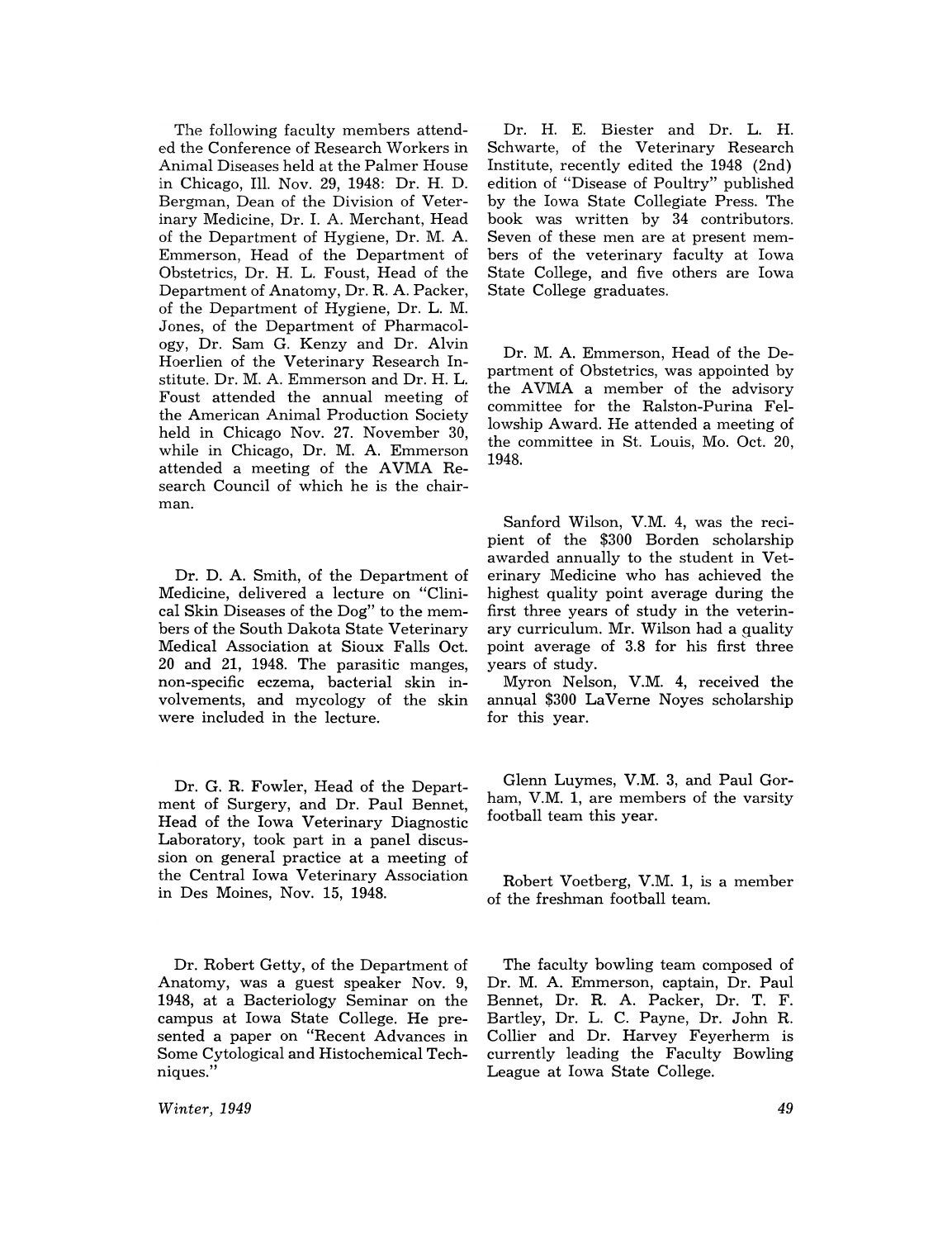The following faculty members attended the Conference of Research Workers in Animal Diseases held at the Palmer House in Chicago, Ill. Nov. 29, 1948: Dr. H. D. Bergman, Dean of the Division of Veterinary Medicine, Dr. I. A. Merchant, Head of the Department of Hygiene, Dr. M. A. Emmerson, Head of the Department of Obstetrics, Dr. H. L. Foust, Head of the Department of Anatomy, Dr. R. A. Packer, of the Department of Hygiene, Dr. L. M. Jones, of the Department of Pharmacology, Dr. Sam G. Kenzy and Dr. Alvin Hoerlien of the Veterinary Research Institute. Dr. M. A. Emmerson and Dr. H. L. Foust attended the annual meeting of the American Animal Production Society held in Chicago Nov. 27. November 30, while in Chicago, Dr. M. A. Emmerson attended a meeting of the AVMA Research Council of which he is the chairman.

Dr. D. A. Smith, of the Department of Medicine, delivered a lecture on "Clinical Skin Diseases of the Dog" to the members of the South Dakota State Veterinary Medical Association at Sioux Falls Oct. 20 and 21, 1948. The parasitic manges, non-specific eczema, bacterial skin involvements, and mycology of the skin were included in the lecture.

Dr. G. R. Fowler, Head of the Department of Surgery, and Dr. Paul Bennet, Head of the Iowa Veterinary Diagnostic Laboratory, took part in a panel discussion on general practice at a meeting of the Central Iowa Veterinary Association in Des Moines, Nov. 15, 1948.

Dr. Robert Getty, of the Department of Anatomy, was a guest speaker Nov. 9, 1948, at a Bacteriology Seminar on the campus at Iowa State College. He presented a paper on "Recent Advances in Some Cytological and Histochemical Techniques."

Dr. H. E. Biester and Dr. L. H. Schwarte, of the Veterinary Research Institute, recently edited the 1948 (2nd) edition of "Disease of Poultry" published by the Iowa State Collegiate Press. The book was written by 34 contributors. Seven of these men are at present members of the veterinary faculty at Iowa State College, and five others are Iowa State College graduates.

Dr. M. A. Emmerson, Head of the Department of Obstetrics, was appointed by the AVMA a member of the advisory committee for the Ralston-Purina Fellowship Award. He attended a meeting of the committee in St. Louis, Mo. Oct. 20, 1948.

Sanford Wilson, V.M. 4, was the recipient of the $300 Borden scholarship awarded annually to the student in Veterinary Medicine who has achieved the highest quality point average during the first three years of study in the veterinary curriculum. Mr. Wilson had a quality point average of 3.8 for his first three years of study.

Myron Nelson, V.M. 4, received the annual $300 LaVerne Noyes scholarship for this year.

Glenn Luymes, V.M. 3, and Paul Gorham, V.M. 1, are members of the varsity football team this year.

Robert Voetberg, V.M. 1, is a member of the freshman football team.

The faculty bowling team composed of Dr. M. A. Emmerson, captain, Dr. Paul Bennet, Dr. R. A. Packer, Dr. T. F. Bartley, Dr. L. C. Payne, Dr. John R. Collier and Dr. Harvey Feyerherm is currently leading the Faculty Bowling League at Iowa State College.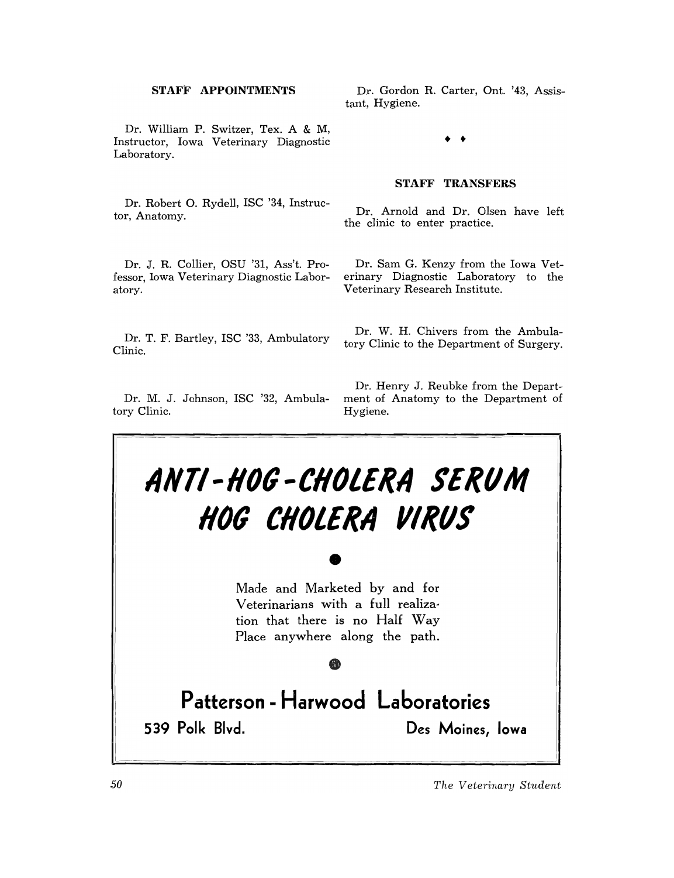## STAFF APPOINTMENTS

Dr. William P. Switzer, Tex. A & M, Instructor, Iowa Veterinary Diagnostic Laboratory.

Dr. Robert O. Rydell, ISC '34, Instructor, Anatomy.

Dr. J. R. Collier, OSU '31, Ass't. Professor, Iowa Veterinary Diagnostic Laboratory.

Dr. T. F. Bartley, ISC '33, Ambulatory Clinic.

Dr. M. J. Johnson, ISC '32, Ambulatory Clinic.

Dr. Gordon R. Carter, Ont. '43, Assistant, Hygiene.

♦ ♦

## STAFF TRANSFERS

Dr. Arnold and Dr. Olsen have left the clinic to enter practice.

Dr. Sam G. Kenzy from the Iowa Veterinary Diagnostic Laboratory to the Veterinary Research Institute.

Dr. W. H. Chivers from the Ambulatory Clinic to the Department of Surgery.

Dr. Henry J. Reubke from the Department of Anatomy to the Department of Hygiene.

---

# ANTI-HOG-CHOLERA SERUM
# HOG CHOLERA VIRUS

Made and Marketed by and for Veterinarians with a full realization that there is no Half Way Place anywhere along the path.

## Patterson - Harwood Laboratories

**539 Polk Blvd.** **Des Moines, Iowa**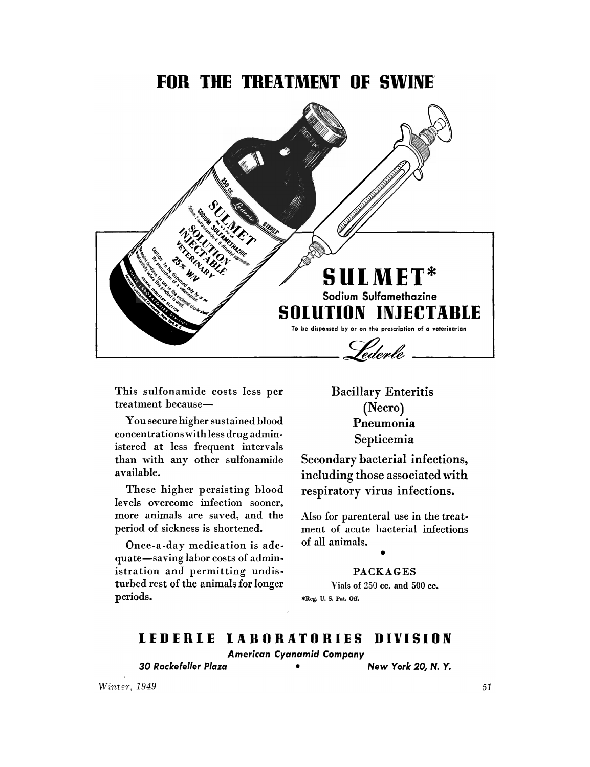# FOR THE TREATMENT OF SWINE

# SULMET*

Sodium Sulfamethazine

## SOLUTION INJECTABLE

To be dispensed by or on the prescription of a veterinarian

*Lederle*

This sulfonamide costs less per treatment because—

You secure higher sustained blood concentrations with less drug administered at less frequent intervals than with any other sulfonamide available.

These higher persisting blood levels overcome infection sooner, more animals are saved, and the period of sickness is shortened.

Once-a-day medication is adequate—saving labor costs of administration and permitting undisturbed rest of the animals for longer periods.

Bacillary Enteritis
(Necro)
Pneumonia
Septicemia

Secondary bacterial infections, including those associated with respiratory virus infections.

Also for parenteral use in the treatment of acute bacterial infections of all animals.

•

PACKAGES

Vials of 250 cc. and 500 cc.

*Reg. U. S. Pat. Off.

**LEDERLE LABORATORIES DIVISION**

*American Cyanamid Company*

*30 Rockefeller Plaza* • *New York 20, N. Y.*

*Winter, 1949*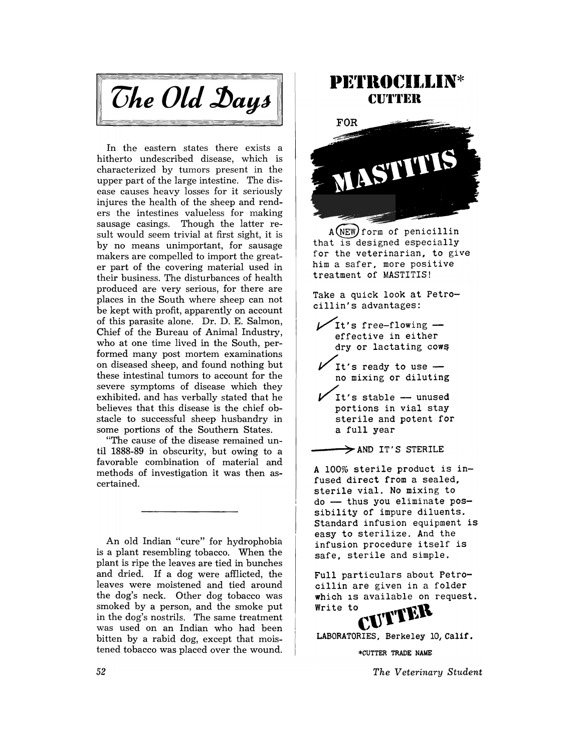# The Old Days

In the eastern states there exists a hitherto undescribed disease, which is characterized by tumors present in the upper part of the large intestine. The disease causes heavy losses for it seriously injures the health of the sheep and renders the intestines valueless for making sausage casings. Though the latter result would seem trivial at first sight, it is by no means unimportant, for sausage makers are compelled to import the greater part of the covering material used in their business. The disturbances of health produced are very serious, for there are places in the South where sheep can not be kept with profit, apparently on account of this parasite alone. Dr. D. E. Salmon, Chief of the Bureau of Animal Industry, who at one time lived in the South, performed many post mortem examinations on diseased sheep, and found nothing but these intestinal tumors to account for the severe symptoms of disease which they exhibited, and has verbally stated that he believes that this disease is the chief obstacle to successful sheep husbandry in some portions of the Southern States.

"The cause of the disease remained until 1888-89 in obscurity, but owing to a favorable combination of material and methods of investigation it was then ascertained.

---

An old Indian "cure" for hydrophobia is a plant resembling tobacco. When the plant is ripe the leaves are tied in bunches and dried. If a dog were afflicted, the leaves were moistened and tied around the dog's neck. Other dog tobacco was smoked by a person, and the smoke put in the dog's nostrils. The same treatment was used on an Indian who had been bitten by a rabid dog, except that moistened tobacco was placed over the wound.

# PETROCILLIN*
## CUTTER

FOR

# MASTITIS

A (NEW) form of penicillin that is designed especially for the veterinarian, to give him a safer, more positive treatment of MASTITIS!

Take a quick look at Petrocillin's advantages:

- ✓ It's free-flowing — effective in either dry or lactating cows
- ✓ It's ready to use — no mixing or diluting
- ✓ It's stable — unused portions in vial stay sterile and potent for a full year

→ AND IT'S STERILE

A 100% sterile product is infused direct from a sealed, sterile vial. No mixing to do — thus you eliminate possibility of impure diluents. Standard infusion equipment is easy to sterilize. And the infusion procedure itself is safe, sterile and simple.

Full particulars about Petrocillin are given in a folder which is available on request. Write to

**CUTTER**

LABORATORIES, Berkeley 10, Calif.

*CUTTER TRADE NAME